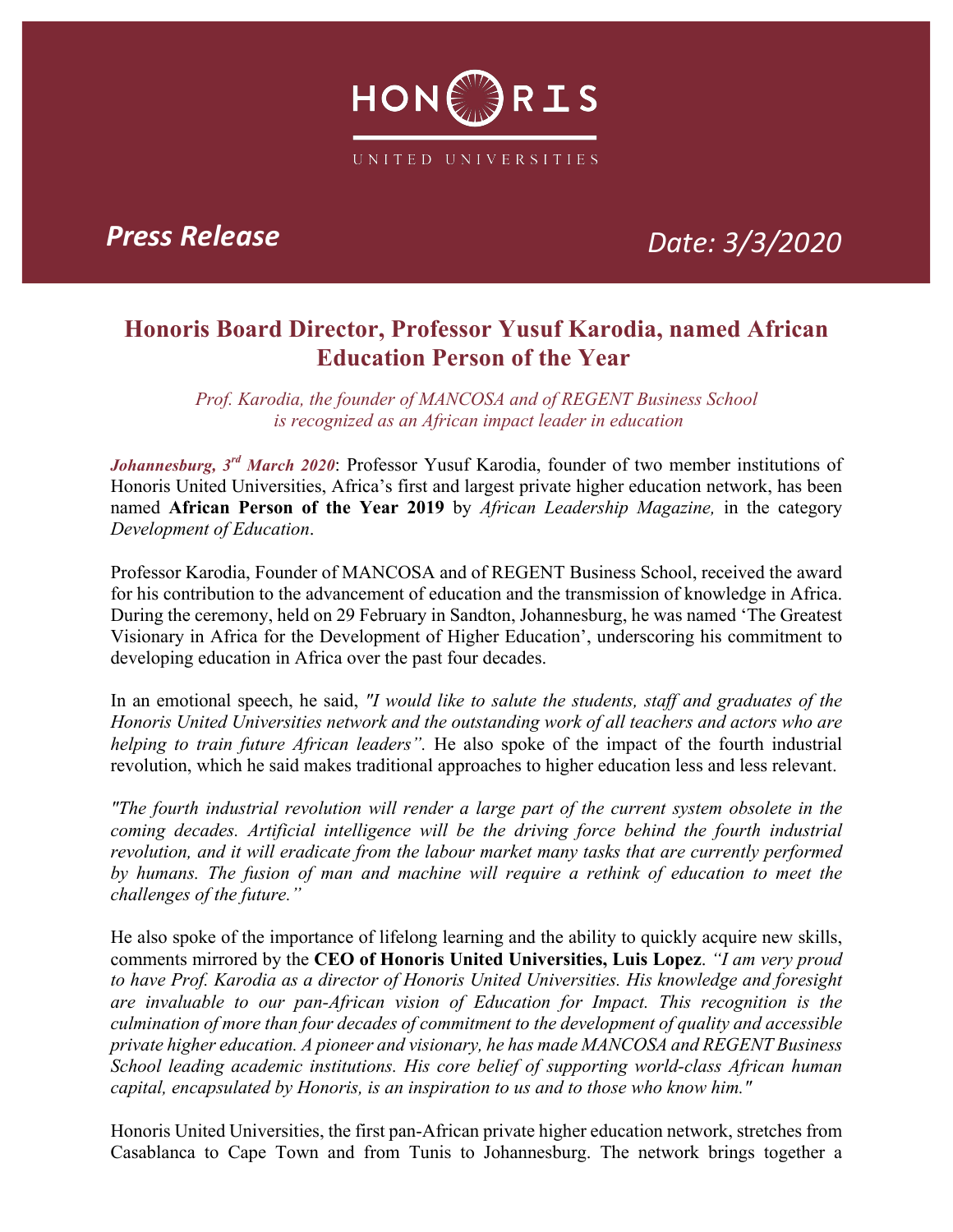HONORIS

UNITED UNIVERSITIES

***Press Release*** *Date: 3/3/2020*

# Honoris Board Director, Professor Yusuf Karodia, named African Education Person of the Year

*Prof. Karodia, the founder of MANCOSA and of REGENT Business School is recognized as an African impact leader in education*

***Johannesburg, 3rd March 2020***: Professor Yusuf Karodia, founder of two member institutions of Honoris United Universities, Africa's first and largest private higher education network, has been named **African Person of the Year 2019** by *African Leadership Magazine,* in the category *Development of Education*.

Professor Karodia, Founder of MANCOSA and of REGENT Business School, received the award for his contribution to the advancement of education and the transmission of knowledge in Africa. During the ceremony, held on 29 February in Sandton, Johannesburg, he was named 'The Greatest Visionary in Africa for the Development of Higher Education', underscoring his commitment to developing education in Africa over the past four decades.

In an emotional speech, he said, *"I would like to salute the students, staff and graduates of the Honoris United Universities network and the outstanding work of all teachers and actors who are helping to train future African leaders".* He also spoke of the impact of the fourth industrial revolution, which he said makes traditional approaches to higher education less and less relevant.

*"The fourth industrial revolution will render a large part of the current system obsolete in the coming decades. Artificial intelligence will be the driving force behind the fourth industrial revolution, and it will eradicate from the labour market many tasks that are currently performed by humans. The fusion of man and machine will require a rethink of education to meet the challenges of the future."*

He also spoke of the importance of lifelong learning and the ability to quickly acquire new skills, comments mirrored by the **CEO of Honoris United Universities, Luis Lopez**. *"I am very proud to have Prof. Karodia as a director of Honoris United Universities. His knowledge and foresight are invaluable to our pan-African vision of Education for Impact. This recognition is the culmination of more than four decades of commitment to the development of quality and accessible private higher education. A pioneer and visionary, he has made MANCOSA and REGENT Business School leading academic institutions. His core belief of supporting world-class African human capital, encapsulated by Honoris, is an inspiration to us and to those who know him."*

Honoris United Universities, the first pan-African private higher education network, stretches from Casablanca to Cape Town and from Tunis to Johannesburg. The network brings together a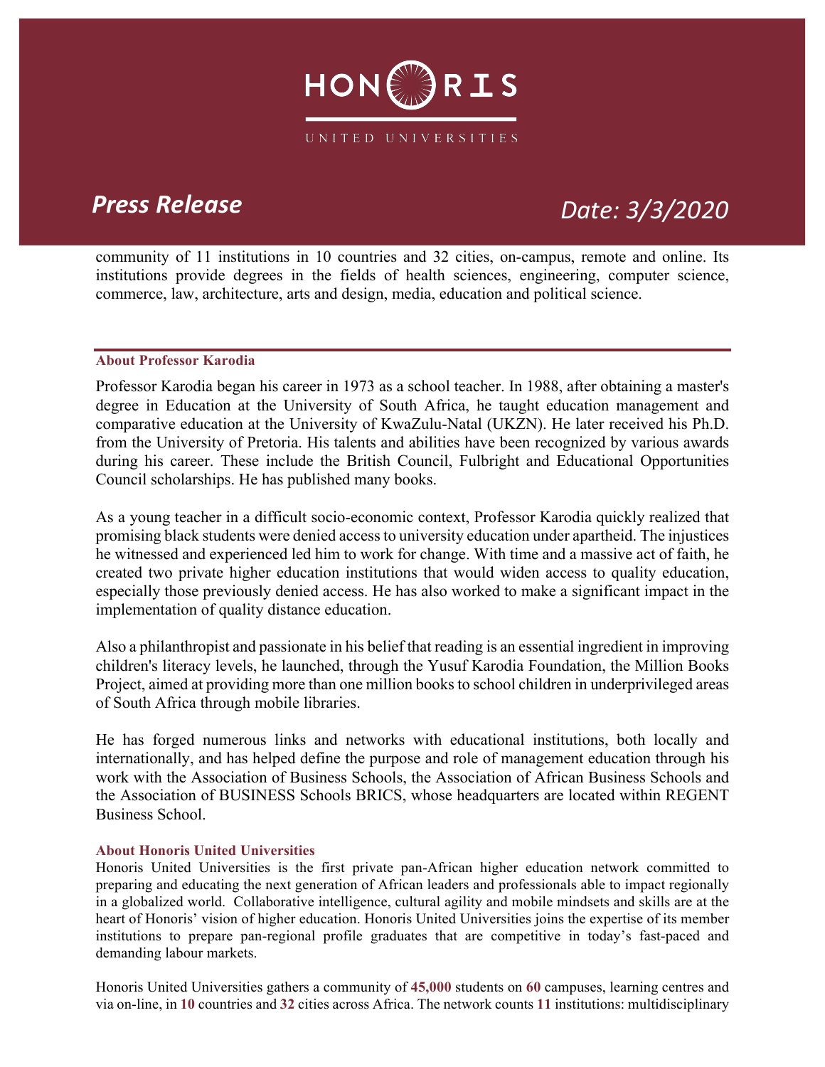community of 11 institutions in 10 countries and 32 cities, on-campus, remote and online. Its institutions provide degrees in the fields of health sciences, engineering, computer science, commerce, law, architecture, arts and design, media, education and political science.

## About Professor Karodia

Professor Karodia began his career in 1973 as a school teacher. In 1988, after obtaining a master's degree in Education at the University of South Africa, he taught education management and comparative education at the University of KwaZulu-Natal (UKZN). He later received his Ph.D. from the University of Pretoria. His talents and abilities have been recognized by various awards during his career. These include the British Council, Fulbright and Educational Opportunities Council scholarships. He has published many books.

As a young teacher in a difficult socio-economic context, Professor Karodia quickly realized that promising black students were denied access to university education under apartheid. The injustices he witnessed and experienced led him to work for change. With time and a massive act of faith, he created two private higher education institutions that would widen access to quality education, especially those previously denied access. He has also worked to make a significant impact in the implementation of quality distance education.

Also a philanthropist and passionate in his belief that reading is an essential ingredient in improving children's literacy levels, he launched, through the Yusuf Karodia Foundation, the Million Books Project, aimed at providing more than one million books to school children in underprivileged areas of South Africa through mobile libraries.

He has forged numerous links and networks with educational institutions, both locally and internationally, and has helped define the purpose and role of management education through his work with the Association of Business Schools, the Association of African Business Schools and the Association of BUSINESS Schools BRICS, whose headquarters are located within REGENT Business School.

## About Honoris United Universities

Honoris United Universities is the first private pan-African higher education network committed to preparing and educating the next generation of African leaders and professionals able to impact regionally in a globalized world. Collaborative intelligence, cultural agility and mobile mindsets and skills are at the heart of Honoris' vision of higher education. Honoris United Universities joins the expertise of its member institutions to prepare pan-regional profile graduates that are competitive in today's fast-paced and demanding labour markets.

Honoris United Universities gathers a community of **45,000** students on **60** campuses, learning centres and via on-line, in **10** countries and **32** cities across Africa. The network counts **11** institutions: multidisciplinary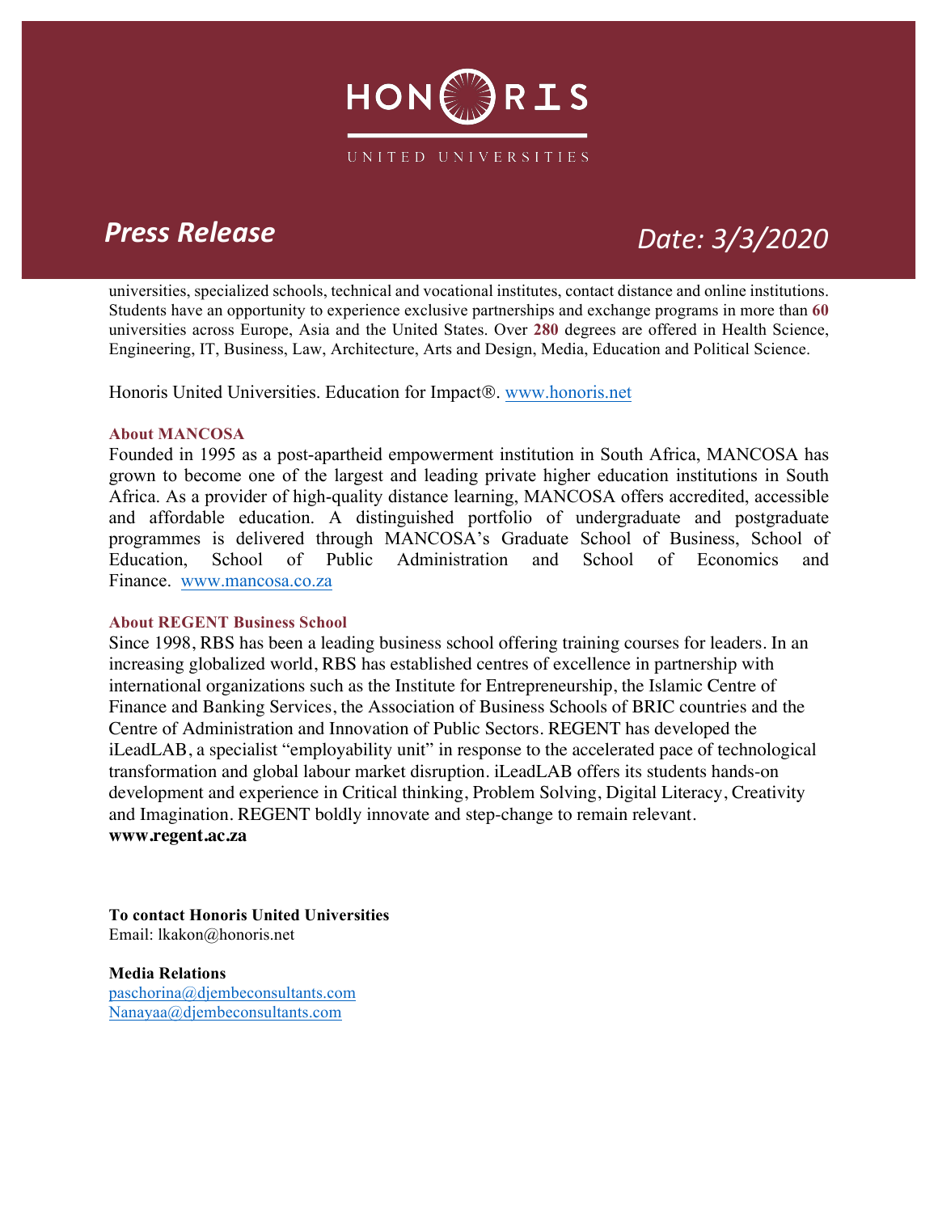universities, specialized schools, technical and vocational institutes, contact distance and online institutions. Students have an opportunity to experience exclusive partnerships and exchange programs in more than **60** universities across Europe, Asia and the United States. Over **280** degrees are offered in Health Science, Engineering, IT, Business, Law, Architecture, Arts and Design, Media, Education and Political Science.

Honoris United Universities. Education for Impact®. www.honoris.net

**About MANCOSA**

Founded in 1995 as a post-apartheid empowerment institution in South Africa, MANCOSA has grown to become one of the largest and leading private higher education institutions in South Africa. As a provider of high-quality distance learning, MANCOSA offers accredited, accessible and affordable education. A distinguished portfolio of undergraduate and postgraduate programmes is delivered through MANCOSA's Graduate School of Business, School of Education, School of Public Administration and School of Economics and Finance. www.mancosa.co.za

**About REGENT Business School**

Since 1998, RBS has been a leading business school offering training courses for leaders. In an increasing globalized world, RBS has established centres of excellence in partnership with international organizations such as the Institute for Entrepreneurship, the Islamic Centre of Finance and Banking Services, the Association of Business Schools of BRIC countries and the Centre of Administration and Innovation of Public Sectors. REGENT has developed the iLeadLAB, a specialist "employability unit" in response to the accelerated pace of technological transformation and global labour market disruption. iLeadLAB offers its students hands-on development and experience in Critical thinking, Problem Solving, Digital Literacy, Creativity and Imagination. REGENT boldly innovate and step-change to remain relevant.
**www.regent.ac.za**

**To contact Honoris United Universities**
Email: lkakon@honoris.net

**Media Relations**
paschorina@djembeconsultants.com
Nanayaa@djembeconsultants.com